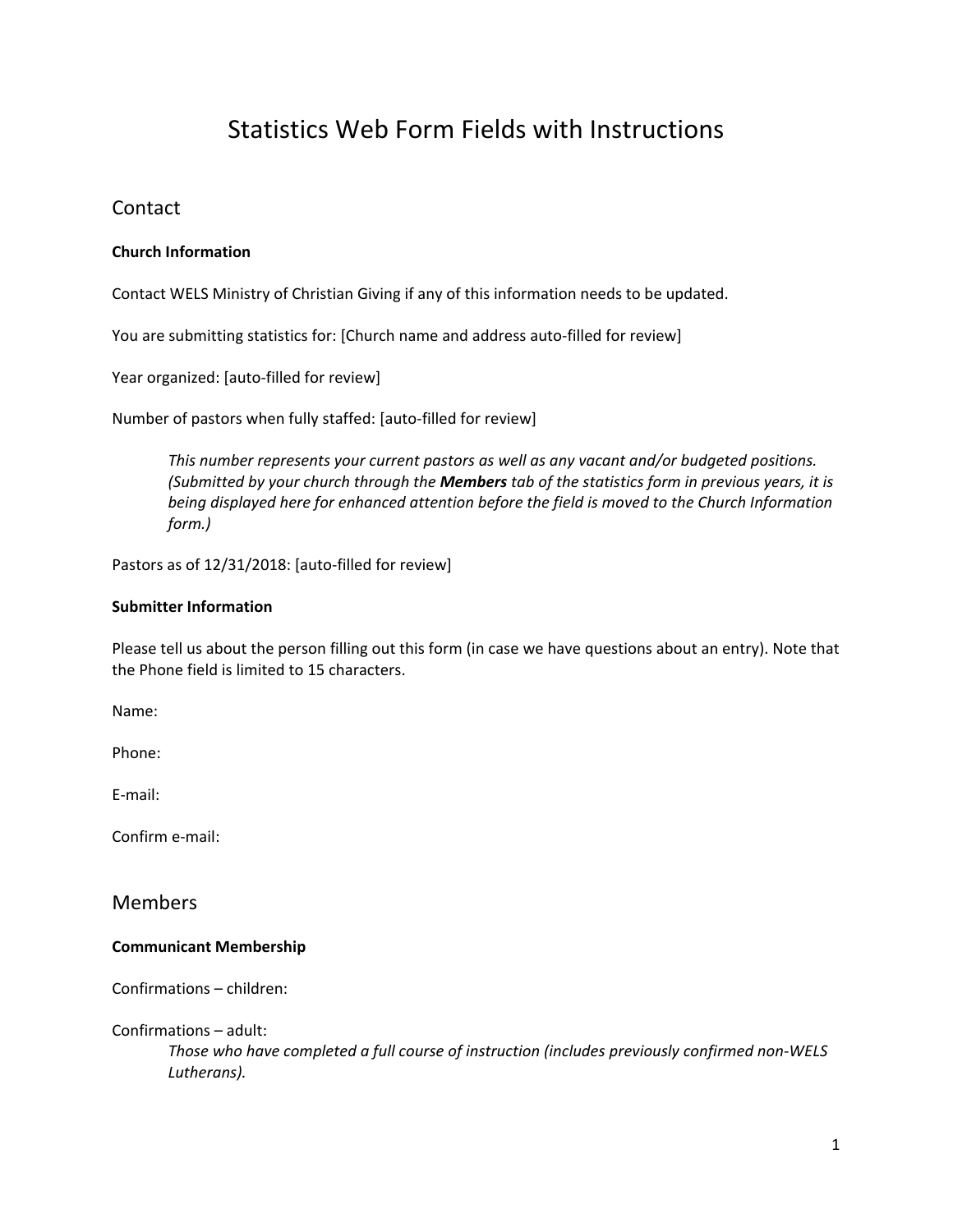# Statistics Web Form Fields with Instructions

## Contact

### Church Information

Contact WELS Ministry of Christian Giving if any of this information needs to be updated.

You are submitting statistics for: [Church name and address auto-filled for review]

Year organized: [auto-filled for review]

Number of pastors when fully staffed: [auto-filled for review]

> *This number represents your current pastors as well as any vacant and/or budgeted positions. (Submitted by your church through the **Members** tab of the statistics form in previous years, it is being displayed here for enhanced attention before the field is moved to the Church Information form.)*

Pastors as of 12/31/2018: [auto-filled for review]

### Submitter Information

Please tell us about the person filling out this form (in case we have questions about an entry). Note that the Phone field is limited to 15 characters.

Name:

Phone:

E-mail:

Confirm e-mail:

## Members

### Communicant Membership

Confirmations – children:

Confirmations – adult:

> *Those who have completed a full course of instruction (includes previously confirmed non-WELS Lutherans).*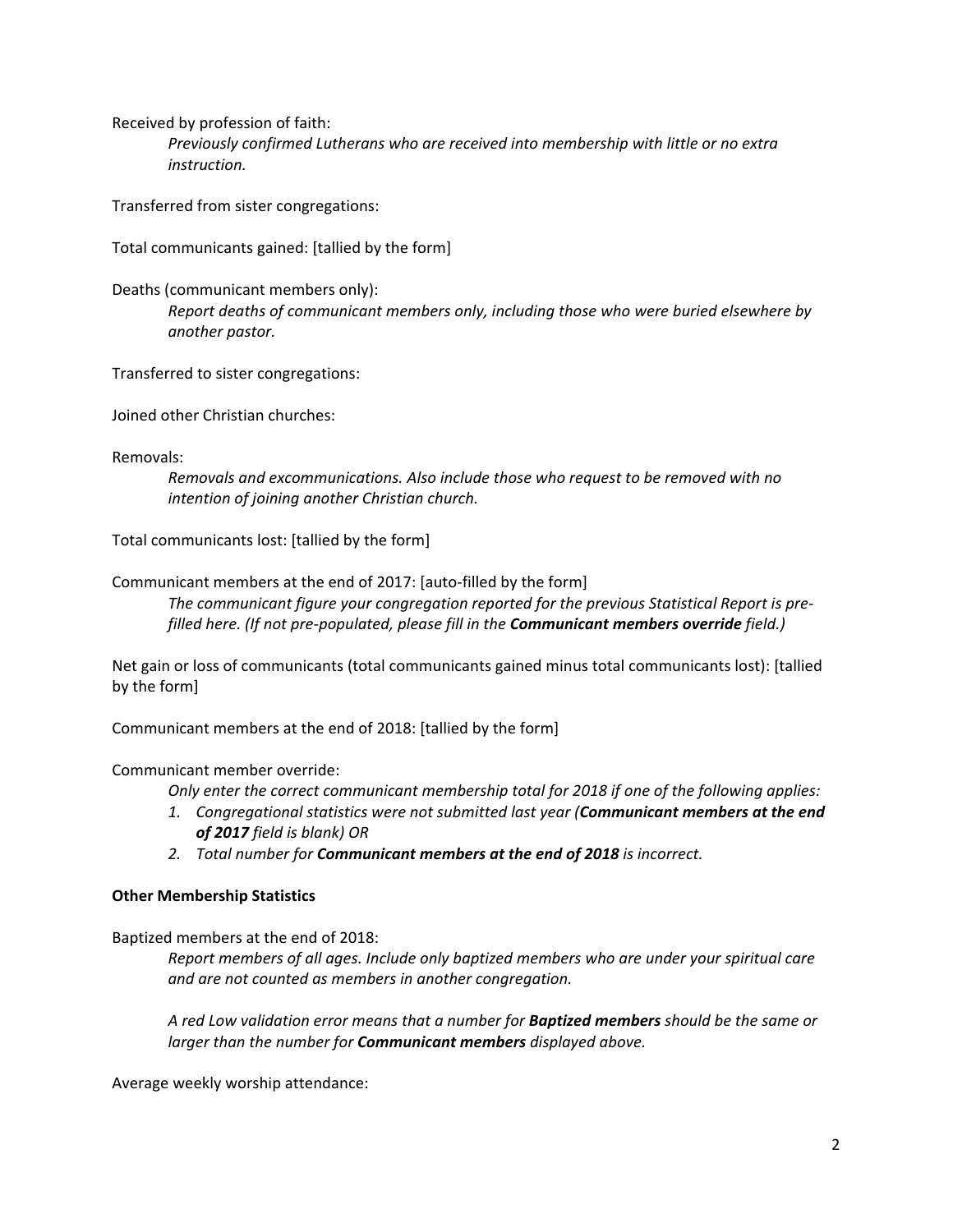Received by profession of faith:

> *Previously confirmed Lutherans who are received into membership with little or no extra instruction.*

Transferred from sister congregations:

Total communicants gained: [tallied by the form]

Deaths (communicant members only):

> *Report deaths of communicant members only, including those who were buried elsewhere by another pastor.*

Transferred to sister congregations:

Joined other Christian churches:

Removals:

> *Removals and excommunications. Also include those who request to be removed with no intention of joining another Christian church.*

Total communicants lost: [tallied by the form]

Communicant members at the end of 2017: [auto-filled by the form]

> *The communicant figure your congregation reported for the previous Statistical Report is pre-filled here. (If not pre-populated, please fill in the* ***Communicant members override*** *field.)*

Net gain or loss of communicants (total communicants gained minus total communicants lost): [tallied by the form]

Communicant members at the end of 2018: [tallied by the form]

Communicant member override:

> *Only enter the correct communicant membership total for 2018 if one of the following applies:*
>
> 1. *Congregational statistics were not submitted last year (****Communicant members at the end of 2017*** *field is blank) OR*
> 2. *Total number for* ***Communicant members at the end of 2018*** *is incorrect.*

**Other Membership Statistics**

Baptized members at the end of 2018:

> *Report members of all ages. Include only baptized members who are under your spiritual care and are not counted as members in another congregation.*
>
> *A red Low validation error means that a number for* ***Baptized members*** *should be the same or larger than the number for* ***Communicant members*** *displayed above.*

Average weekly worship attendance: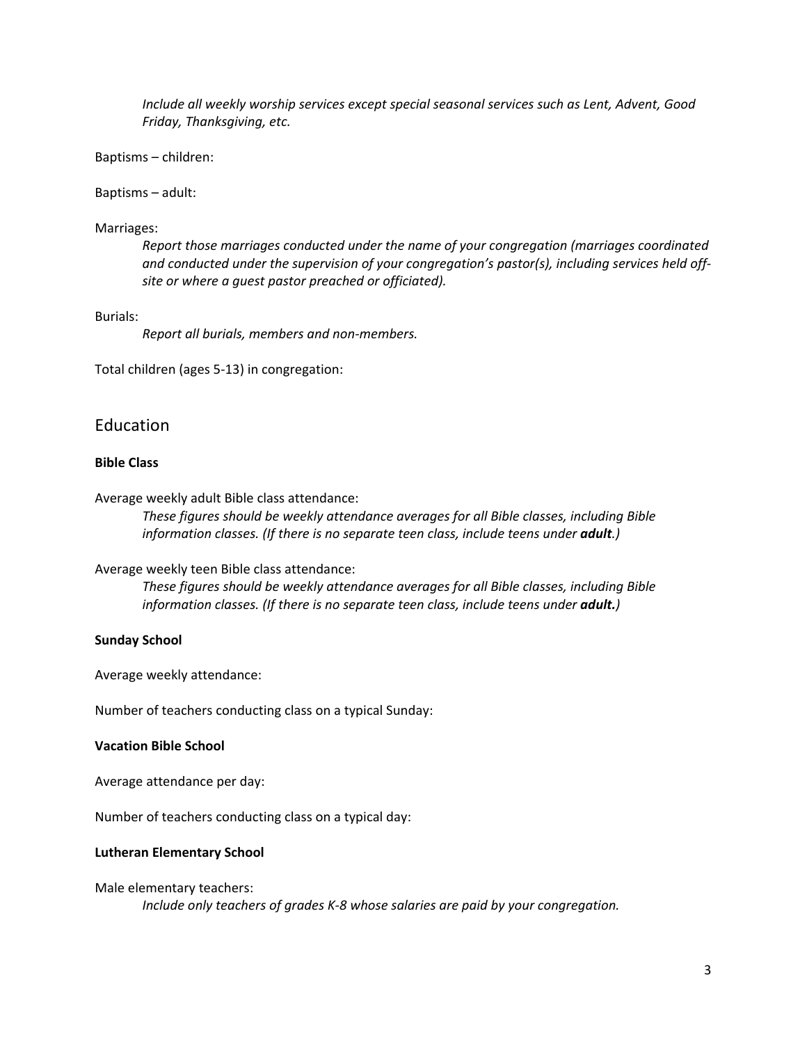*Include all weekly worship services except special seasonal services such as Lent, Advent, Good Friday, Thanksgiving, etc.*

Baptisms – children:

Baptisms – adult:

Marriages:

*Report those marriages conducted under the name of your congregation (marriages coordinated and conducted under the supervision of your congregation's pastor(s), including services held off-site or where a guest pastor preached or officiated).*

Burials:

*Report all burials, members and non-members.*

Total children (ages 5-13) in congregation:

## Education

**Bible Class**

Average weekly adult Bible class attendance:

*These figures should be weekly attendance averages for all Bible classes, including Bible information classes. (If there is no separate teen class, include teens under **adult**.)*

Average weekly teen Bible class attendance:

*These figures should be weekly attendance averages for all Bible classes, including Bible information classes. (If there is no separate teen class, include teens under **adult.**)*

**Sunday School**

Average weekly attendance:

Number of teachers conducting class on a typical Sunday:

**Vacation Bible School**

Average attendance per day:

Number of teachers conducting class on a typical day:

**Lutheran Elementary School**

Male elementary teachers:

*Include only teachers of grades K-8 whose salaries are paid by your congregation.*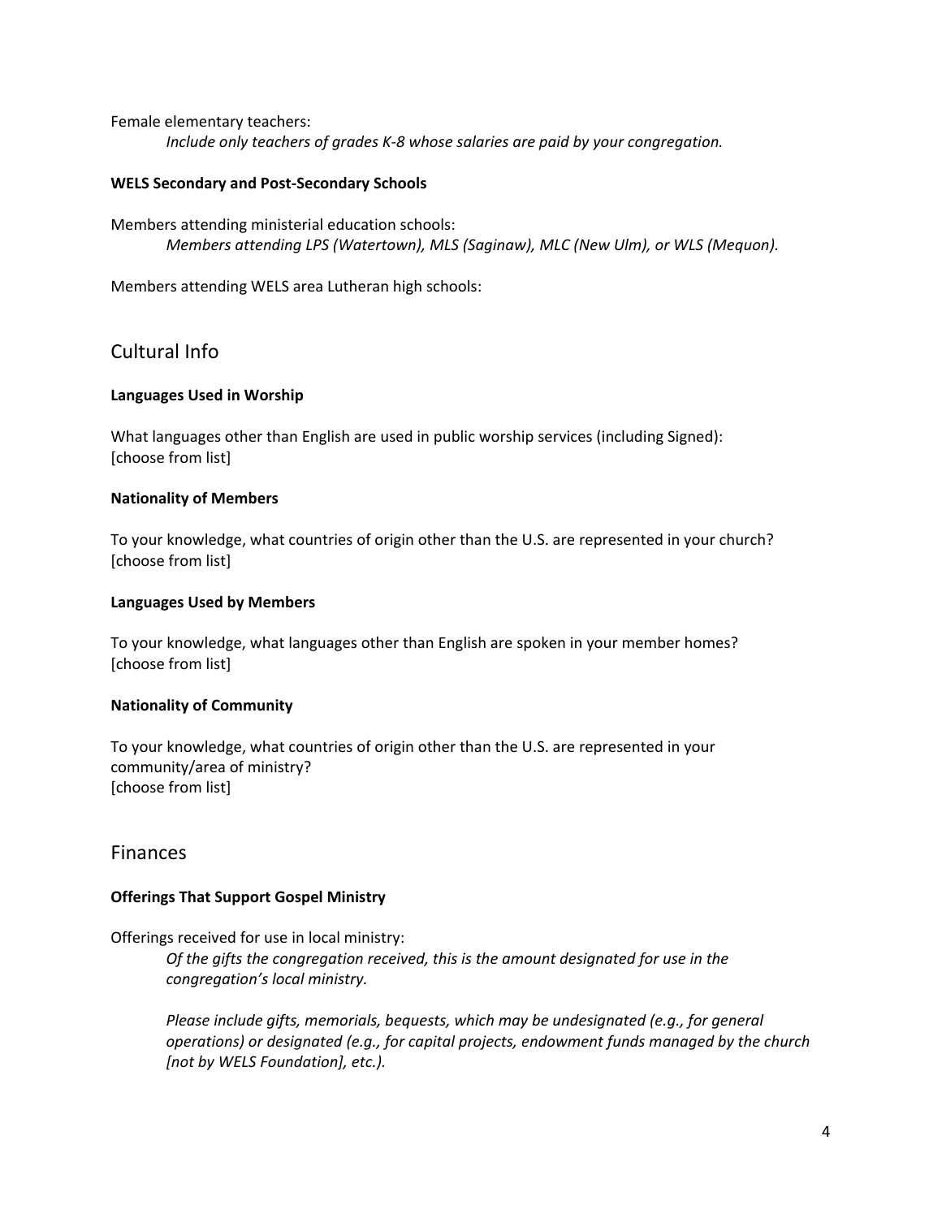Female elementary teachers:

*Include only teachers of grades K-8 whose salaries are paid by your congregation.*

**WELS Secondary and Post-Secondary Schools**

Members attending ministerial education schools:

*Members attending LPS (Watertown), MLS (Saginaw), MLC (New Ulm), or WLS (Mequon).*

Members attending WELS area Lutheran high schools:

## Cultural Info

**Languages Used in Worship**

What languages other than English are used in public worship services (including Signed):
[choose from list]

**Nationality of Members**

To your knowledge, what countries of origin other than the U.S. are represented in your church?
[choose from list]

**Languages Used by Members**

To your knowledge, what languages other than English are spoken in your member homes?
[choose from list]

**Nationality of Community**

To your knowledge, what countries of origin other than the U.S. are represented in your community/area of ministry?
[choose from list]

## Finances

**Offerings That Support Gospel Ministry**

Offerings received for use in local ministry:

*Of the gifts the congregation received, this is the amount designated for use in the congregation's local ministry.*

*Please include gifts, memorials, bequests, which may be undesignated (e.g., for general operations) or designated (e.g., for capital projects, endowment funds managed by the church [not by WELS Foundation], etc.).*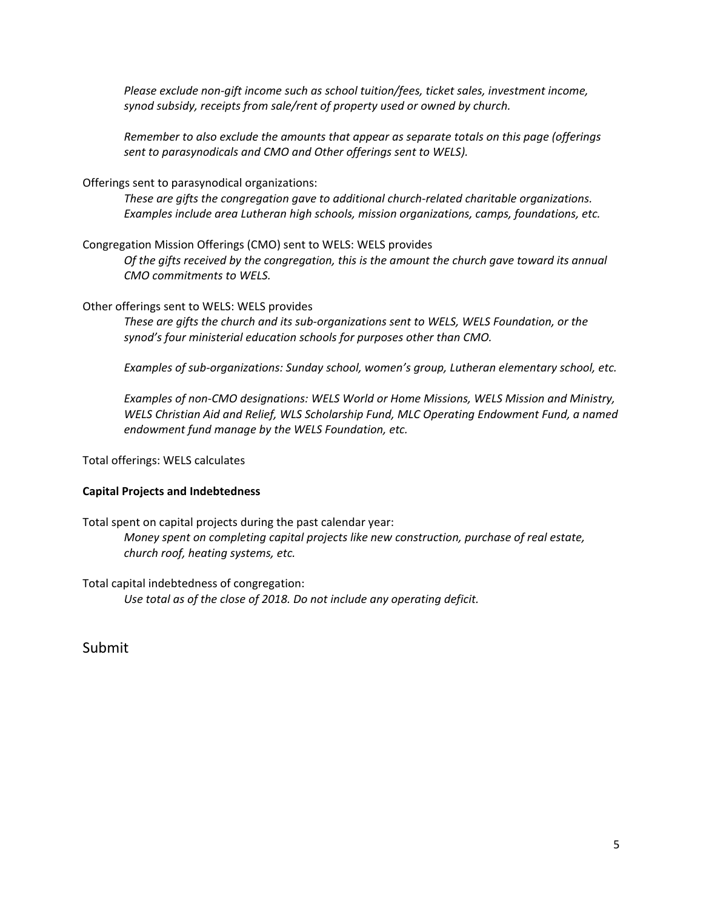*Please exclude non-gift income such as school tuition/fees, ticket sales, investment income, synod subsidy, receipts from sale/rent of property used or owned by church.*

*Remember to also exclude the amounts that appear as separate totals on this page (offerings sent to parasynodicals and CMO and Other offerings sent to WELS).*

Offerings sent to parasynodical organizations:

*These are gifts the congregation gave to additional church-related charitable organizations. Examples include area Lutheran high schools, mission organizations, camps, foundations, etc.*

Congregation Mission Offerings (CMO) sent to WELS: WELS provides

*Of the gifts received by the congregation, this is the amount the church gave toward its annual CMO commitments to WELS.*

Other offerings sent to WELS: WELS provides

*These are gifts the church and its sub-organizations sent to WELS, WELS Foundation, or the synod's four ministerial education schools for purposes other than CMO.*

*Examples of sub-organizations: Sunday school, women's group, Lutheran elementary school, etc.*

*Examples of non-CMO designations: WELS World or Home Missions, WELS Mission and Ministry, WELS Christian Aid and Relief, WLS Scholarship Fund, MLC Operating Endowment Fund, a named endowment fund manage by the WELS Foundation, etc.*

Total offerings: WELS calculates

**Capital Projects and Indebtedness**

Total spent on capital projects during the past calendar year:

*Money spent on completing capital projects like new construction, purchase of real estate, church roof, heating systems, etc.*

Total capital indebtedness of congregation:

*Use total as of the close of 2018. Do not include any operating deficit.*

Submit